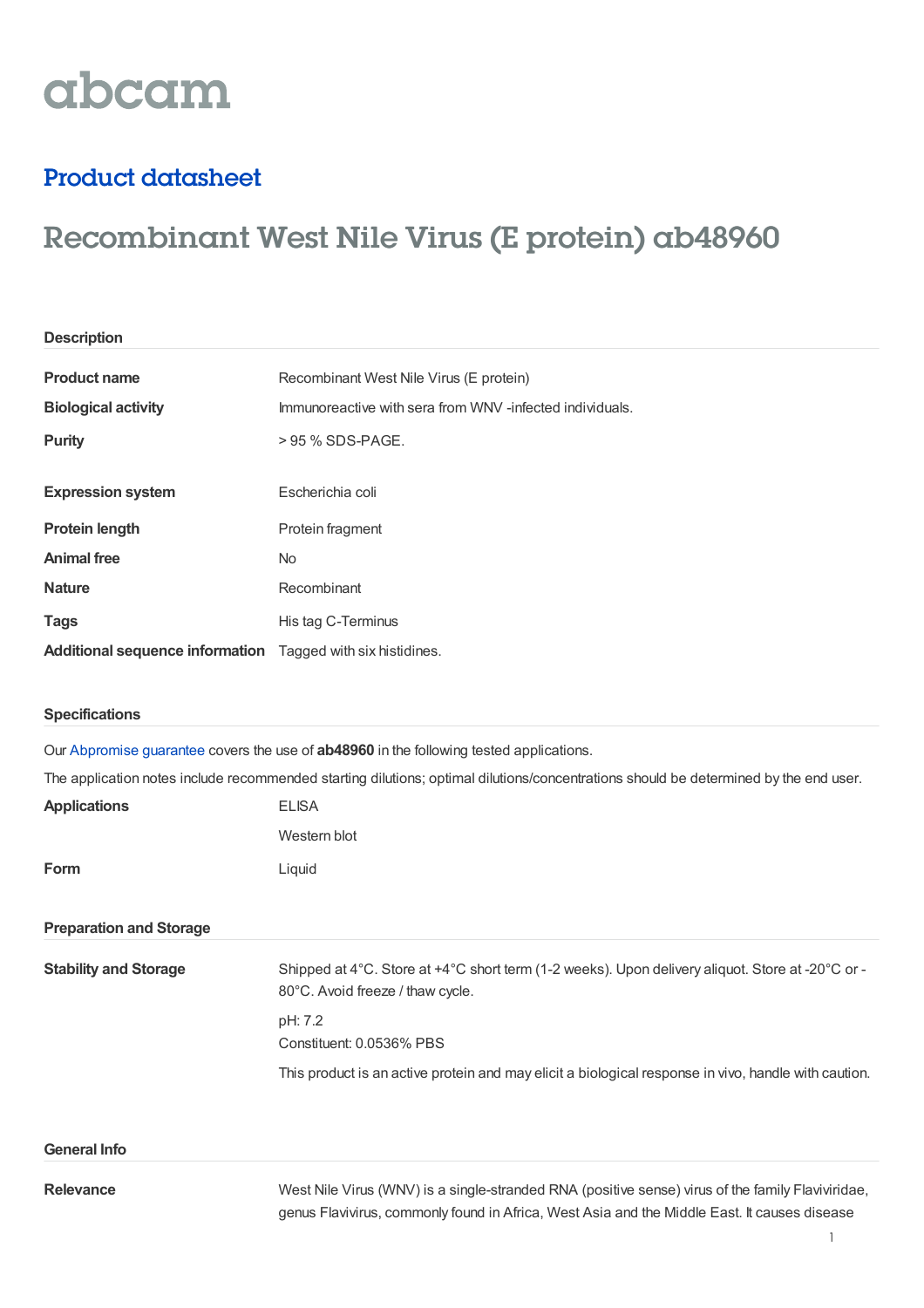abcam

## Product datasheet

# Recombinant West Nile Virus (E protein) ab48960

### Description

| | |
|---|---|
| **Product name** | Recombinant West Nile Virus (E protein) |
| **Biological activity** | Immunoreactive with sera from WNV -infected individuals. |
| **Purity** | > 95 % SDS-PAGE. |
| **Expression system** | Escherichia coli |
| **Protein length** | Protein fragment |
| **Animal free** | No |
| **Nature** | Recombinant |
| **Tags** | His tag C-Terminus |
| **Additional sequence information** | Tagged with six histidines. |

### Specifications

Our Abpromise guarantee covers the use of **ab48960** in the following tested applications.

The application notes include recommended starting dilutions; optimal dilutions/concentrations should be determined by the end user.

| | |
|---|---|
| **Applications** | ELISA<br>Western blot |
| **Form** | Liquid |

### Preparation and Storage

**Stability and Storage**

Shipped at 4°C. Store at +4°C short term (1-2 weeks). Upon delivery aliquot. Store at -20°C or -80°C. Avoid freeze / thaw cycle.

pH: 7.2
Constituent: 0.0536% PBS

This product is an active protein and may elicit a biological response in vivo, handle with caution.

### General Info

**Relevance**

West Nile Virus (WNV) is a single-stranded RNA (positive sense) virus of the family Flaviviridae, genus Flavivirus, commonly found in Africa, West Asia and the Middle East. It causes disease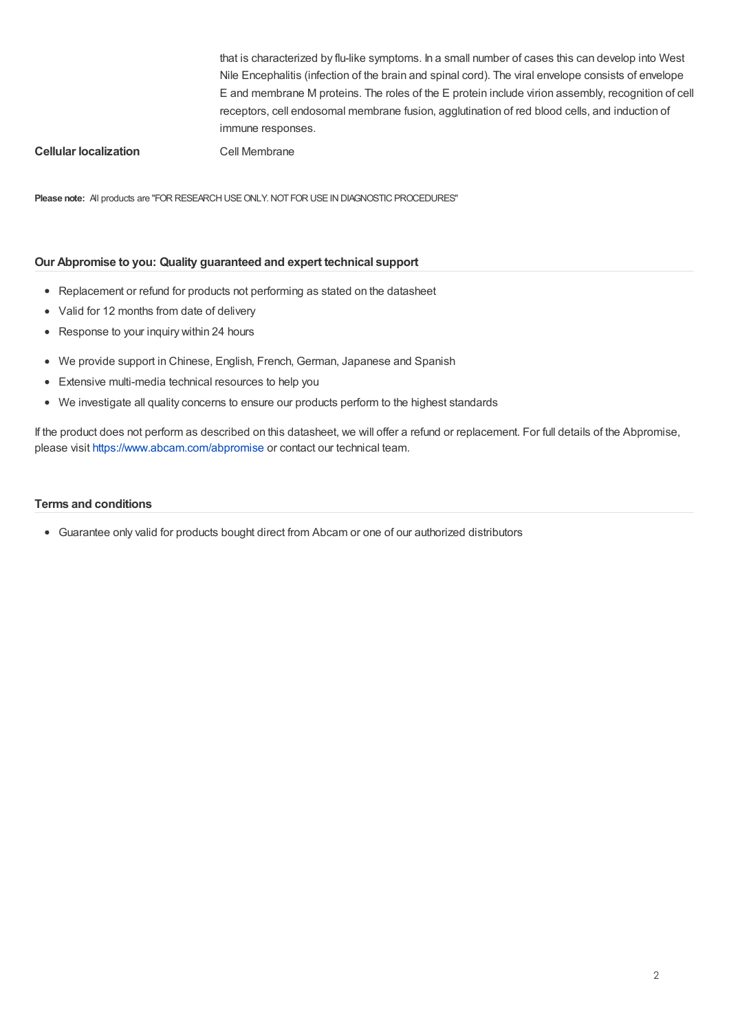that is characterized by flu-like symptoms. In a small number of cases this can develop into West Nile Encephalitis (infection of the brain and spinal cord). The viral envelope consists of envelope E and membrane M proteins. The roles of the E protein include virion assembly, recognition of cell receptors, cell endosomal membrane fusion, agglutination of red blood cells, and induction of immune responses.

**Cellular localization** Cell Membrane

**Please note:** All products are "FOR RESEARCH USE ONLY. NOT FOR USE IN DIAGNOSTIC PROCEDURES"

## Our Abpromise to you: Quality guaranteed and expert technical support

- Replacement or refund for products not performing as stated on the datasheet
- Valid for 12 months from date of delivery
- Response to your inquiry within 24 hours

- We provide support in Chinese, English, French, German, Japanese and Spanish
- Extensive multi-media technical resources to help you
- We investigate all quality concerns to ensure our products perform to the highest standards

If the product does not perform as described on this datasheet, we will offer a refund or replacement. For full details of the Abpromise, please visit https://www.abcam.com/abpromise or contact our technical team.

## Terms and conditions

- Guarantee only valid for products bought direct from Abcam or one of our authorized distributors